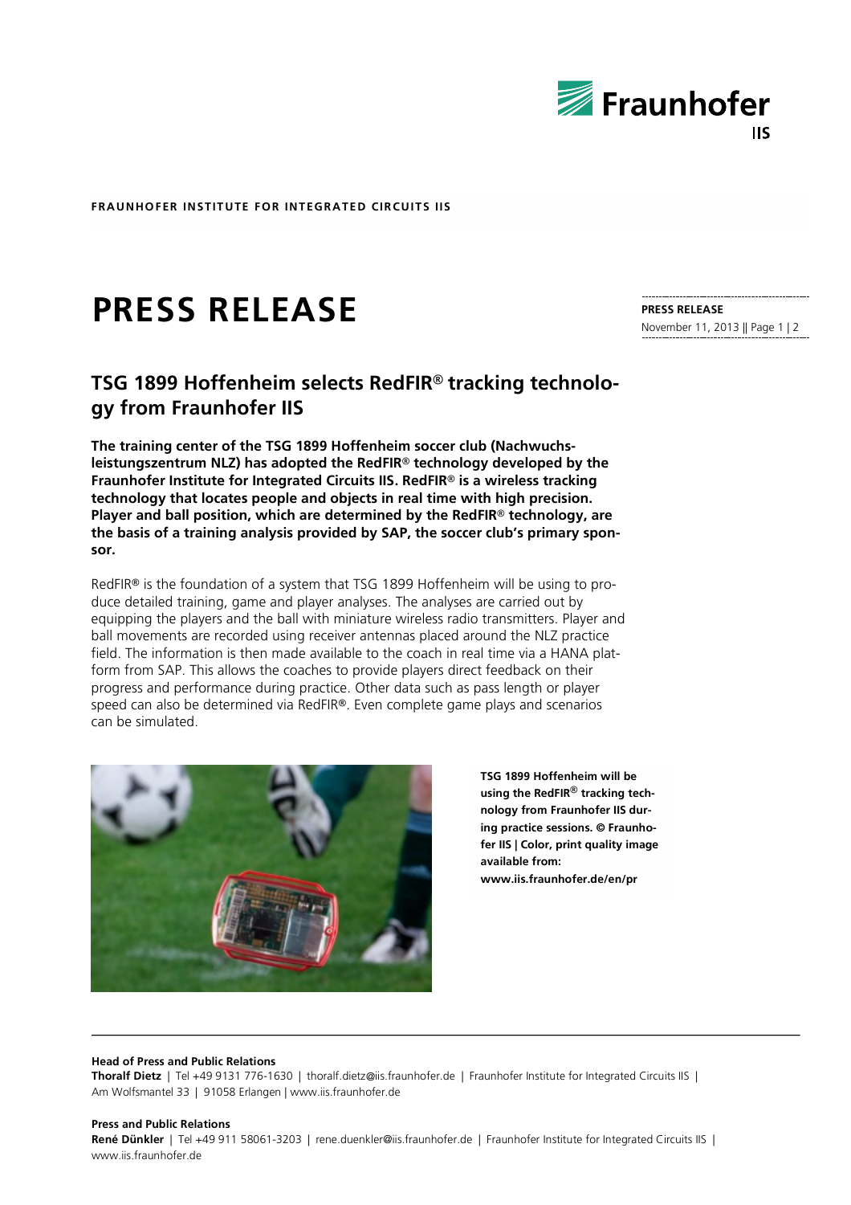**FRAUNHOFER INSTITUTE FOR INTEGRATED CIRCUITS IIS**

# PRESS RELEASE

**PRESS RELEASE**
November 11, 2013

## TSG 1899 Hoffenheim selects RedFIR® tracking technology from Fraunhofer IIS

**The training center of the TSG 1899 Hoffenheim soccer club (Nachwuchsleistungszentrum NLZ) has adopted the RedFIR® technology developed by the Fraunhofer Institute for Integrated Circuits IIS. RedFIR® is a wireless tracking technology that locates people and objects in real time with high precision. Player and ball position, which are determined by the RedFIR® technology, are the basis of a training analysis provided by SAP, the soccer club's primary sponsor.**

RedFIR® is the foundation of a system that TSG 1899 Hoffenheim will be using to produce detailed training, game and player analyses. The analyses are carried out by equipping the players and the ball with miniature wireless radio transmitters. Player and ball movements are recorded using receiver antennas placed around the NLZ practice field. The information is then made available to the coach in real time via a HANA platform from SAP. This allows the coaches to provide players direct feedback on their progress and performance during practice. Other data such as pass length or player speed can also be determined via RedFIR®. Even complete game plays and scenarios can be simulated.

**TSG 1899 Hoffenheim will be using the RedFIR® tracking technology from Fraunhofer IIS during practice sessions. © Fraunhofer IIS | Color, print quality image available from: www.iis.fraunhofer.de/en/pr**

**Head of Press and Public Relations**
**Thoralf Dietz** | Tel +49 9131 776-1630 | thoralf.dietz@iis.fraunhofer.de | Fraunhofer Institute for Integrated Circuits IIS | Am Wolfsmantel 33 | 91058 Erlangen | www.iis.fraunhofer.de

**Press and Public Relations**
**René Dünkler** | Tel +49 911 58061-3203 | rene.duenkler@iis.fraunhofer.de | Fraunhofer Institute for Integrated Circuits IIS | www.iis.fraunhofer.de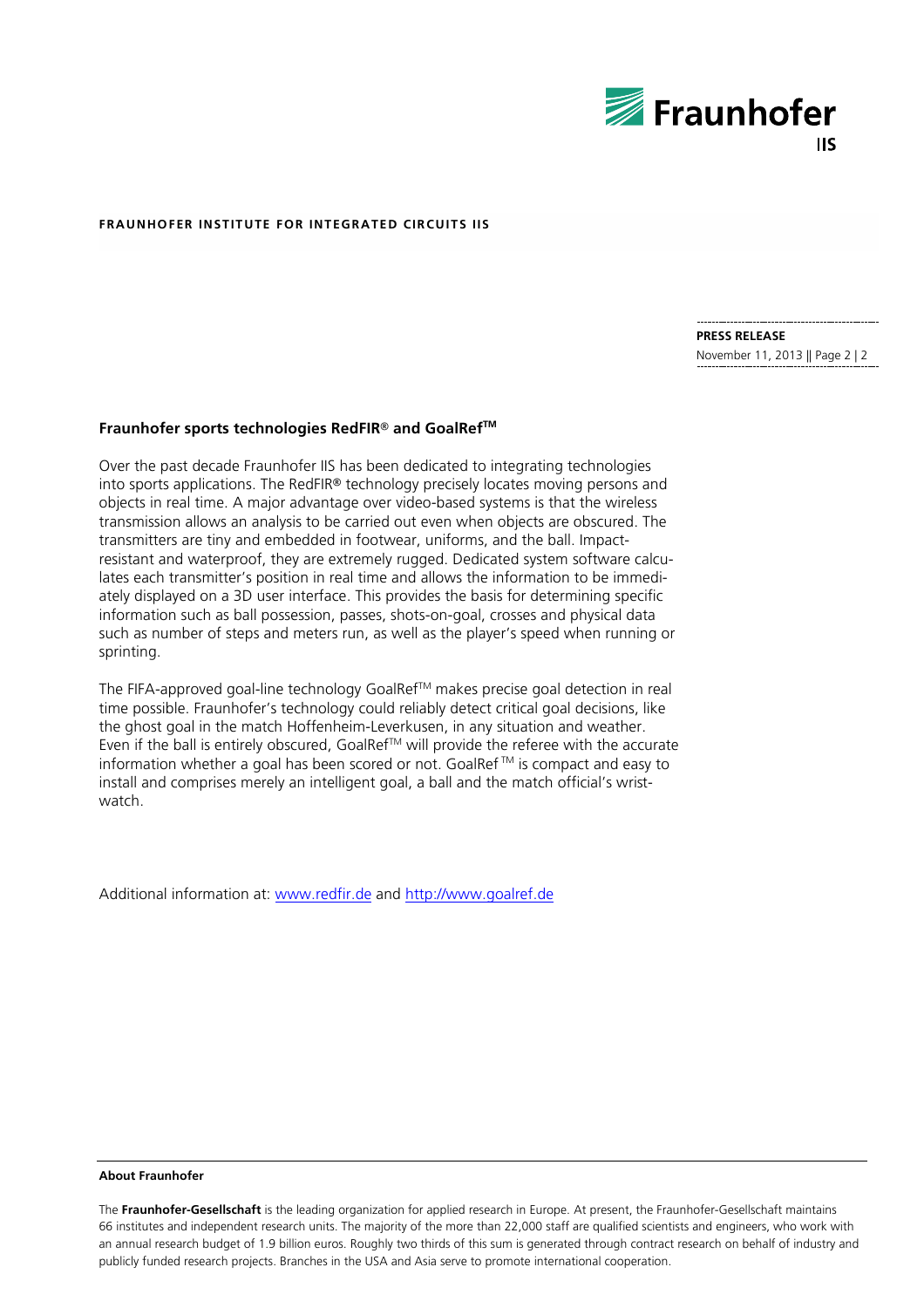## Fraunhofer sports technologies RedFIR® and GoalRef™

Over the past decade Fraunhofer IIS has been dedicated to integrating technologies into sports applications. The RedFIR® technology precisely locates moving persons and objects in real time. A major advantage over video-based systems is that the wireless transmission allows an analysis to be carried out even when objects are obscured. The transmitters are tiny and embedded in footwear, uniforms, and the ball. Impact-resistant and waterproof, they are extremely rugged. Dedicated system software calculates each transmitter's position in real time and allows the information to be immediately displayed on a 3D user interface. This provides the basis for determining specific information such as ball possession, passes, shots-on-goal, crosses and physical data such as number of steps and meters run, as well as the player's speed when running or sprinting.

The FIFA-approved goal-line technology GoalRef™ makes precise goal detection in real time possible. Fraunhofer's technology could reliably detect critical goal decisions, like the ghost goal in the match Hoffenheim-Leverkusen, in any situation and weather. Even if the ball is entirely obscured, GoalRef™ will provide the referee with the accurate information whether a goal has been scored or not. GoalRef ™ is compact and easy to install and comprises merely an intelligent goal, a ball and the match official's wristwatch.

Additional information at: [www.redfir.de](www.redfir.de) and [http://www.goalref.de](http://www.goalref.de)

**About Fraunhofer**

The **Fraunhofer-Gesellschaft** is the leading organization for applied research in Europe. At present, the Fraunhofer-Gesellschaft maintains 66 institutes and independent research units. The majority of the more than 22,000 staff are qualified scientists and engineers, who work with an annual research budget of 1.9 billion euros. Roughly two thirds of this sum is generated through contract research on behalf of industry and publicly funded research projects. Branches in the USA and Asia serve to promote international cooperation.